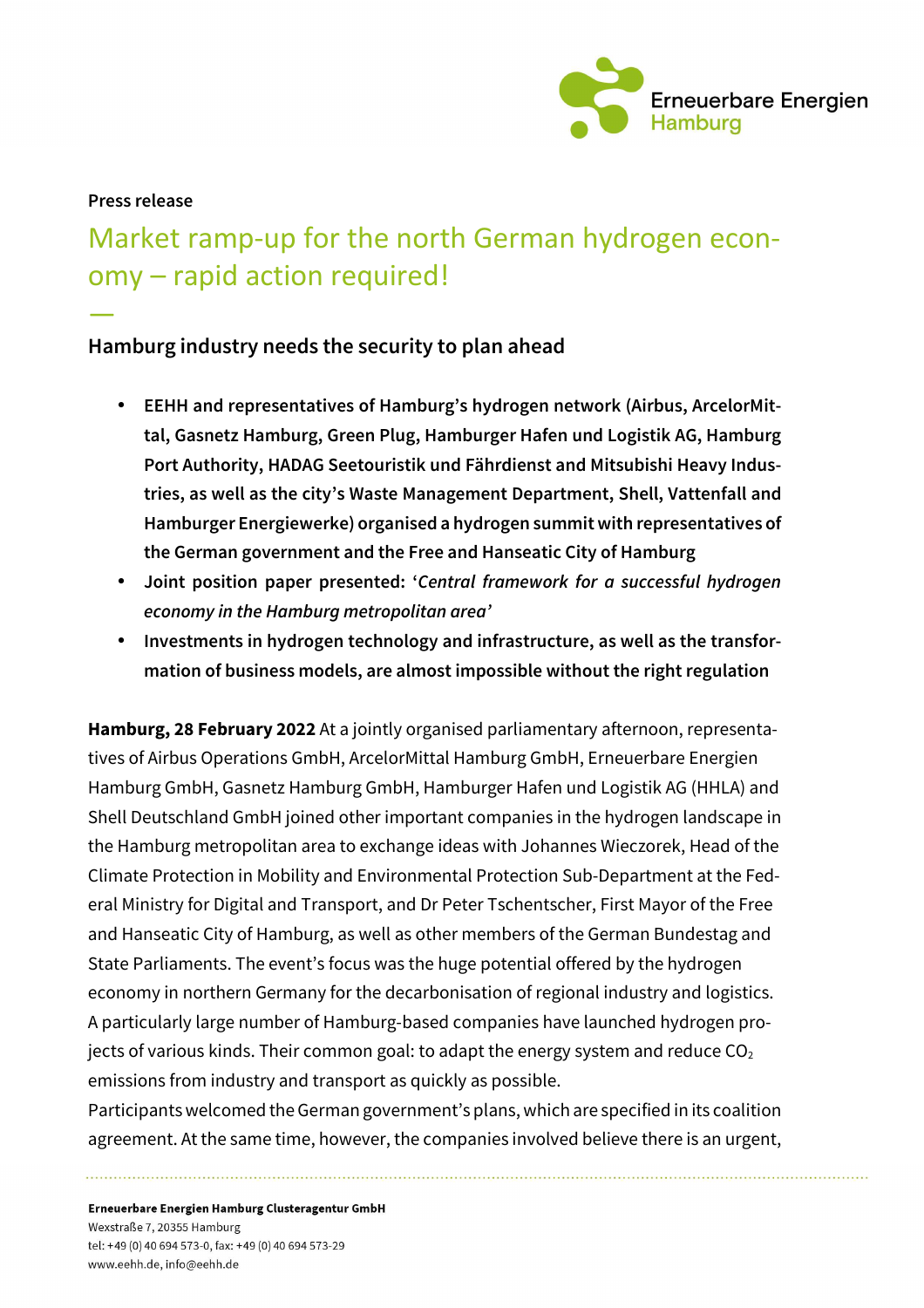Press release

# Market ramp-up for the north German hydrogen economy – rapid action required!

—

## Hamburg industry needs the security to plan ahead

- **EEHH and representatives of Hamburg's hydrogen network (Airbus, ArcelorMittal, Gasnetz Hamburg, Green Plug, Hamburger Hafen und Logistik AG, Hamburg Port Authority, HADAG Seetouristik und Fährdienst and Mitsubishi Heavy Industries, as well as the city's Waste Management Department, Shell, Vattenfall and Hamburger Energiewerke) organised a hydrogen summit with representatives of the German government and the Free and Hanseatic City of Hamburg**
- **Joint position paper presented: '*Central framework for a successful hydrogen economy in the Hamburg metropolitan area*'**
- **Investments in hydrogen technology and infrastructure, as well as the transformation of business models, are almost impossible without the right regulation**

**Hamburg, 28 February 2022** At a jointly organised parliamentary afternoon, representatives of Airbus Operations GmbH, ArcelorMittal Hamburg GmbH, Erneuerbare Energien Hamburg GmbH, Gasnetz Hamburg GmbH, Hamburger Hafen und Logistik AG (HHLA) and Shell Deutschland GmbH joined other important companies in the hydrogen landscape in the Hamburg metropolitan area to exchange ideas with Johannes Wieczorek, Head of the Climate Protection in Mobility and Environmental Protection Sub-Department at the Federal Ministry for Digital and Transport, and Dr Peter Tschentscher, First Mayor of the Free and Hanseatic City of Hamburg, as well as other members of the German Bundestag and State Parliaments. The event's focus was the huge potential offered by the hydrogen economy in northern Germany for the decarbonisation of regional industry and logistics. A particularly large number of Hamburg-based companies have launched hydrogen projects of various kinds. Their common goal: to adapt the energy system and reduce $CO_2$ emissions from industry and transport as quickly as possible.

Participants welcomed the German government's plans, which are specified in its coalition agreement. At the same time, however, the companies involved believe there is an urgent,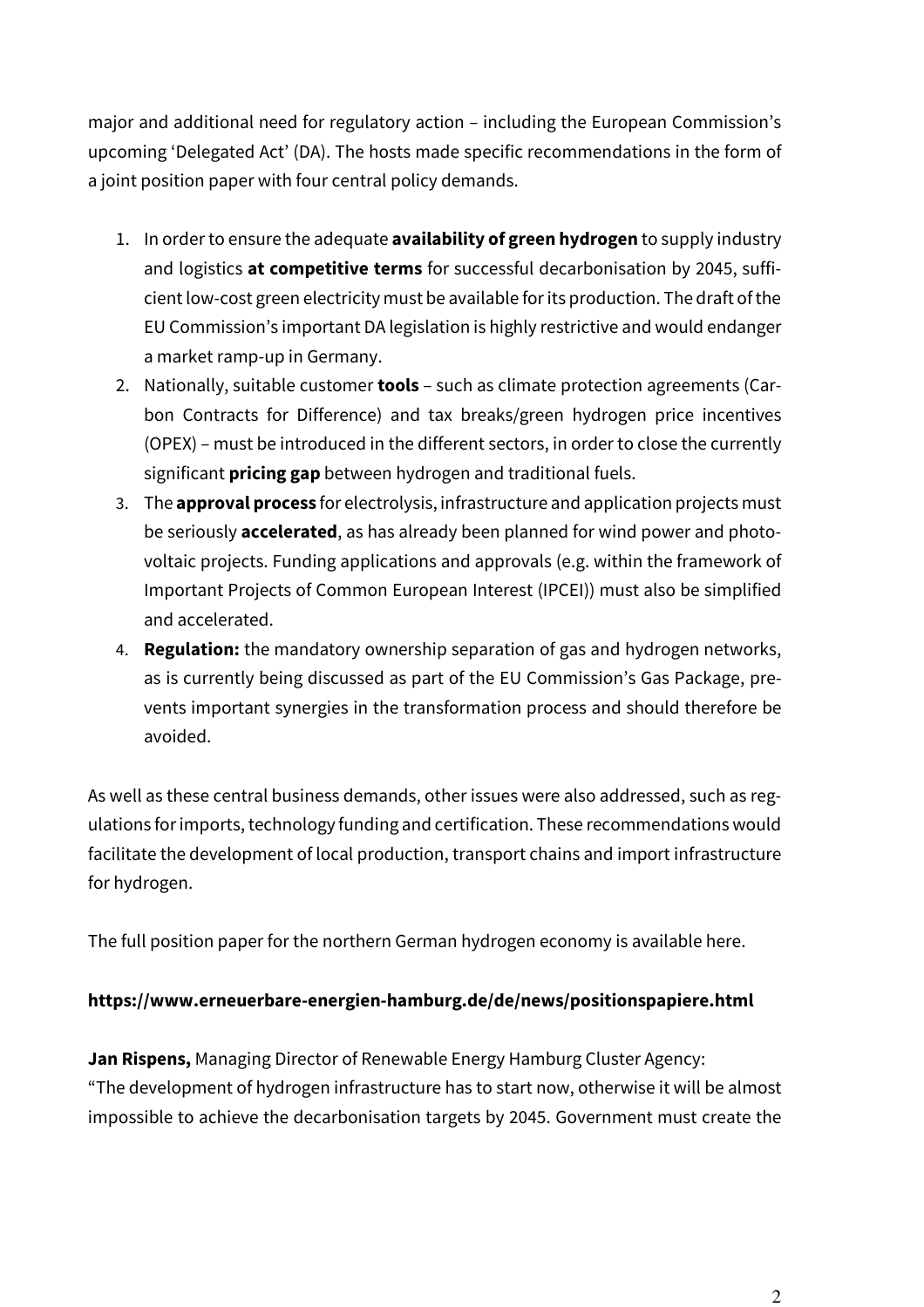major and additional need for regulatory action – including the European Commission's upcoming 'Delegated Act' (DA). The hosts made specific recommendations in the form of a joint position paper with four central policy demands.

1. In order to ensure the adequate **availability of green hydrogen** to supply industry and logistics **at competitive terms** for successful decarbonisation by 2045, sufficient low-cost green electricity must be available for its production. The draft of the EU Commission's important DA legislation is highly restrictive and would endanger a market ramp-up in Germany.
2. Nationally, suitable customer **tools** – such as climate protection agreements (Carbon Contracts for Difference) and tax breaks/green hydrogen price incentives (OPEX) – must be introduced in the different sectors, in order to close the currently significant **pricing gap** between hydrogen and traditional fuels.
3. The **approval process** for electrolysis, infrastructure and application projects must be seriously **accelerated**, as has already been planned for wind power and photovoltaic projects. Funding applications and approvals (e.g. within the framework of Important Projects of Common European Interest (IPCEI)) must also be simplified and accelerated.
4. **Regulation:** the mandatory ownership separation of gas and hydrogen networks, as is currently being discussed as part of the EU Commission's Gas Package, prevents important synergies in the transformation process and should therefore be avoided.

As well as these central business demands, other issues were also addressed, such as regulations for imports, technology funding and certification. These recommendations would facilitate the development of local production, transport chains and import infrastructure for hydrogen.

The full position paper for the northern German hydrogen economy is available here.

**https://www.erneuerbare-energien-hamburg.de/de/news/positionspapiere.html**

**Jan Rispens,** Managing Director of Renewable Energy Hamburg Cluster Agency:
"The development of hydrogen infrastructure has to start now, otherwise it will be almost impossible to achieve the decarbonisation targets by 2045. Government must create the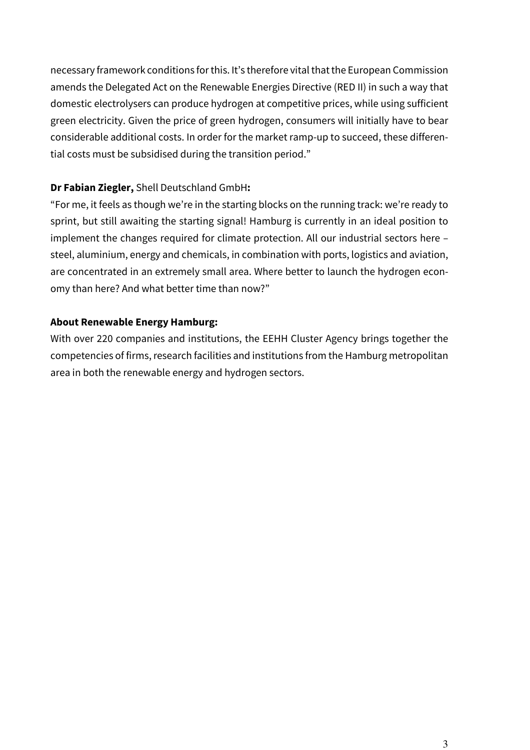necessary framework conditions for this. It's therefore vital that the European Commission amends the Delegated Act on the Renewable Energies Directive (RED II) in such a way that domestic electrolysers can produce hydrogen at competitive prices, while using sufficient green electricity. Given the price of green hydrogen, consumers will initially have to bear considerable additional costs. In order for the market ramp-up to succeed, these differential costs must be subsidised during the transition period."

**Dr Fabian Ziegler,** Shell Deutschland GmbH**:**
"For me, it feels as though we're in the starting blocks on the running track: we're ready to sprint, but still awaiting the starting signal! Hamburg is currently in an ideal position to implement the changes required for climate protection. All our industrial sectors here – steel, aluminium, energy and chemicals, in combination with ports, logistics and aviation, are concentrated in an extremely small area. Where better to launch the hydrogen economy than here? And what better time than now?"

**About Renewable Energy Hamburg:**
With over 220 companies and institutions, the EEHH Cluster Agency brings together the competencies of firms, research facilities and institutions from the Hamburg metropolitan area in both the renewable energy and hydrogen sectors.